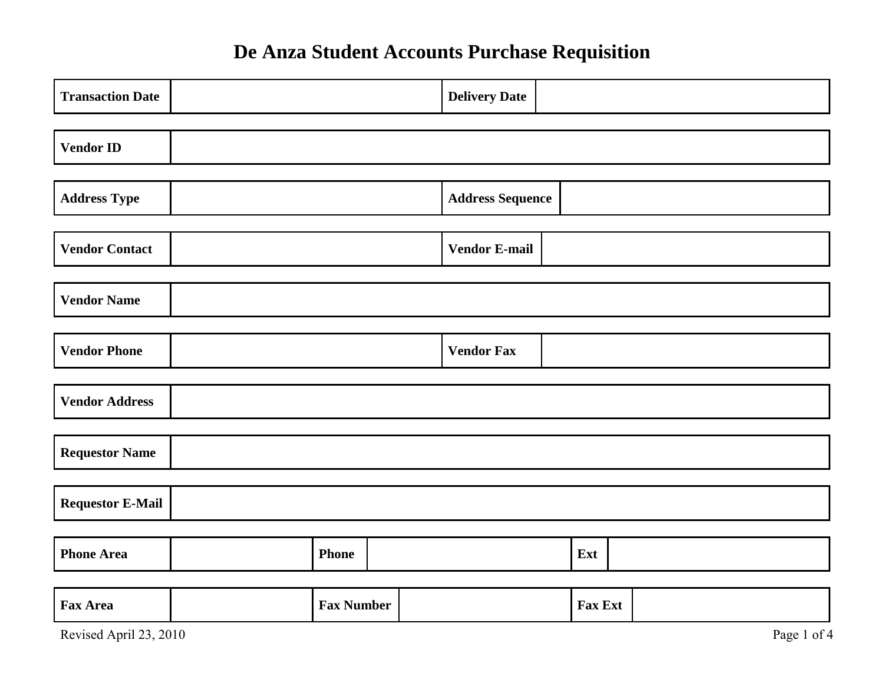# De Anza Student Accounts Purchase Requisition

| Transaction Date | | Delivery Date | |
|---|---|---|---|

| Vendor ID | |
|---|---|

| Address Type | | Address Sequence | |
|---|---|---|---|

| Vendor Contact | | Vendor E-mail | |
|---|---|---|---|

| Vendor Name | |
|---|---|

| Vendor Phone | | Vendor Fax | |
|---|---|---|---|

| Vendor Address | |
|---|---|

| Requestor Name | |
|---|---|

| Requestor E-Mail | |
|---|---|

| Phone Area | | Phone | | Ext | |
|---|---|---|---|---|---|

| Fax Area | | Fax Number | | Fax Ext | |
|---|---|---|---|---|---|

Revised April 23, 2010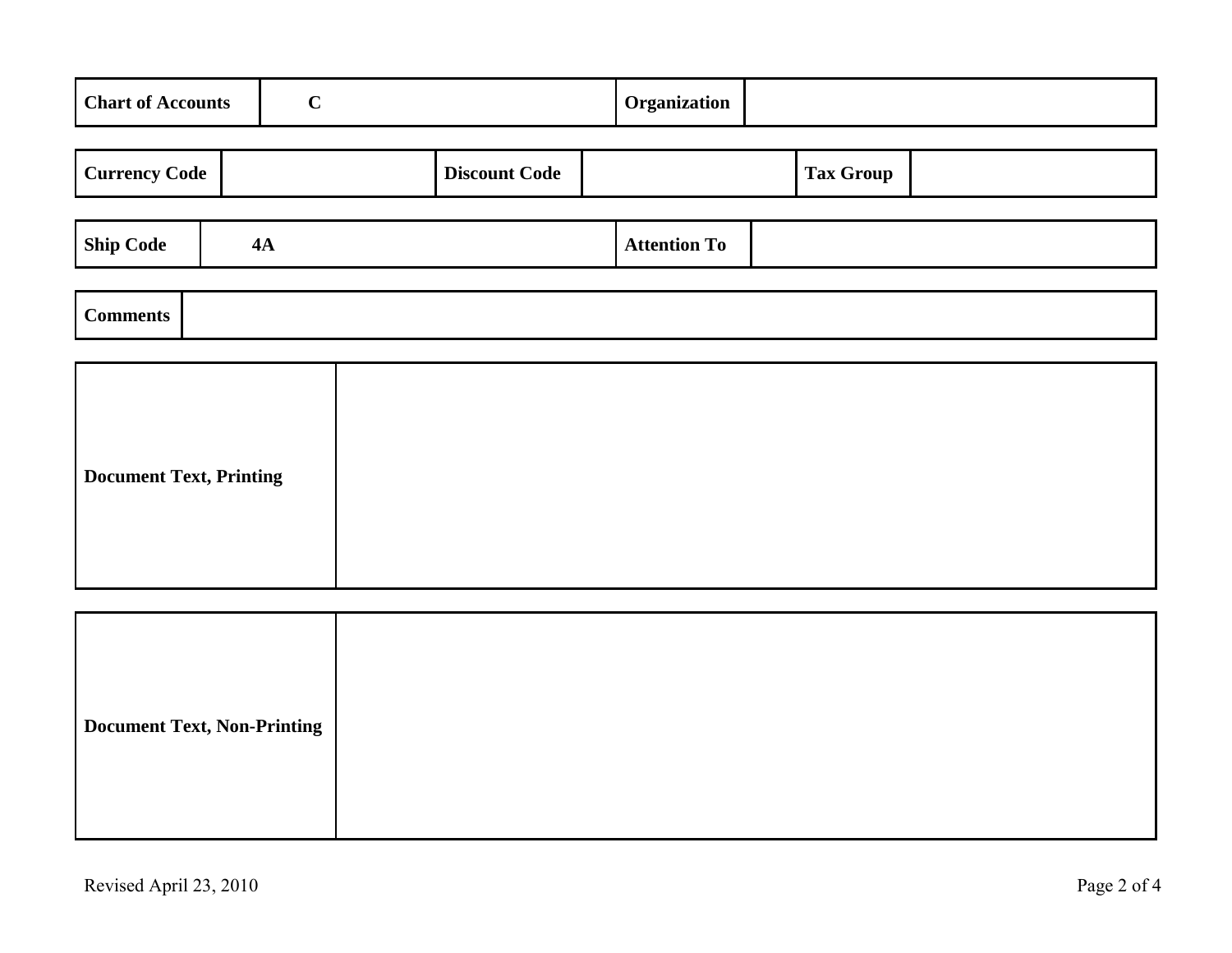| Chart of Accounts | C | Organization | |
|---|---|---|---|

| Currency Code | | Discount Code | | Tax Group | |
|---|---|---|---|---|---|

| Ship Code | 4A | Attention To | |
|---|---|---|---|

| Comments | |
|---|---|

| Document Text, Printing | |
|---|---|

| Document Text, Non-Printing | |
|---|---|

Revised April 23, 2010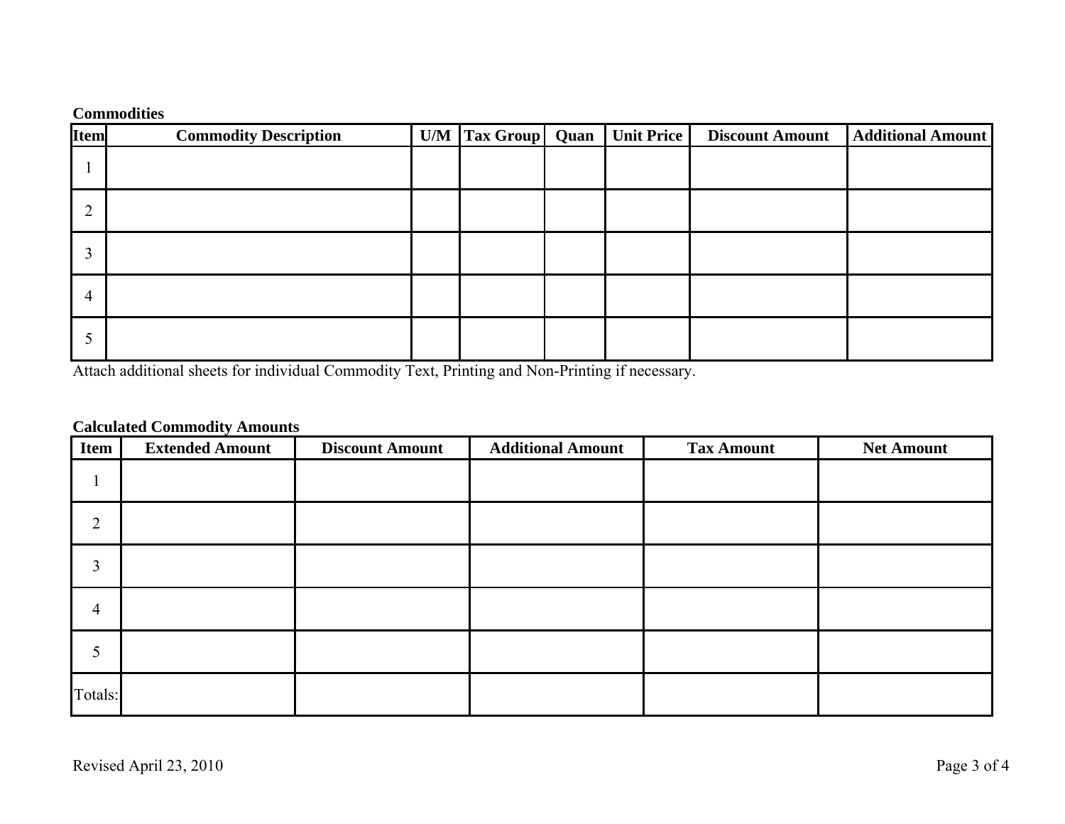**Commodities**

| Item | Commodity Description | U/M | Tax Group | Quan | Unit Price | Discount Amount | Additional Amount |
|---|---|---|---|---|---|---|---|
| 1 | | | | | | | |
| 2 | | | | | | | |
| 3 | | | | | | | |
| 4 | | | | | | | |
| 5 | | | | | | | |

Attach additional sheets for individual Commodity Text, Printing and Non-Printing if necessary.

**Calculated Commodity Amounts**

| Item | Extended Amount | Discount Amount | Additional Amount | Tax Amount | Net Amount |
|---|---|---|---|---|---|
| 1 | | | | | |
| 2 | | | | | |
| 3 | | | | | |
| 4 | | | | | |
| 5 | | | | | |
| Totals: | | | | | |

Revised April 23, 2010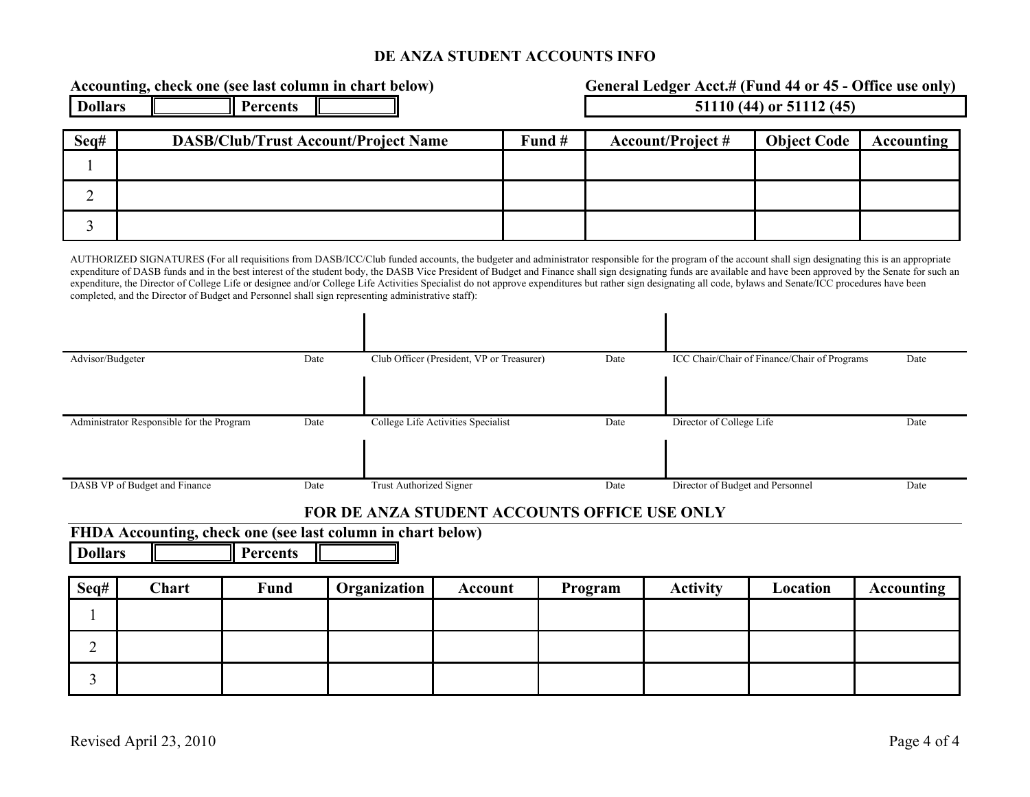## DE ANZA STUDENT ACCOUNTS INFO

**Accounting, check one (see last column in chart below)**

| | | | |
|---|---|---|---|
| **Dollars** | | **Percents** | |

**General Ledger Acct.# (Fund 44 or 45 - Office use only)**

| |
|---|
| **51110 (44) or 51112 (45)** |

| Seq# | DASB/Club/Trust Account/Project Name | Fund # | Account/Project # | Object Code | Accounting |
|---|---|---|---|---|---|
| 1 | | | | | |
| 2 | | | | | |
| 3 | | | | | |

AUTHORIZED SIGNATURES (For all requisitions from DASB/ICC/Club funded accounts, the budgeter and administrator responsible for the program of the account shall sign designating this is an appropriate expenditure of DASB funds and in the best interest of the student body, the DASB Vice President of Budget and Finance shall sign designating funds are available and have been approved by the Senate for such an expenditure, the Director of College Life or designee and/or College Life Activities Specialist do not approve expenditures but rather sign designating all code, bylaws and Senate/ICC procedures have been completed, and the Director of Budget and Personnel shall sign representing administrative staff):

| | | |
|---|---|---|
| Advisor/Budgeter — Date | Club Officer (President, VP or Treasurer) — Date | ICC Chair/Chair of Finance/Chair of Programs — Date |
| Administrator Responsible for the Program — Date | College Life Activities Specialist — Date | Director of College Life — Date |
| DASB VP of Budget and Finance — Date | Trust Authorized Signer — Date | Director of Budget and Personnel — Date |

## FOR DE ANZA STUDENT ACCOUNTS OFFICE USE ONLY

**FHDA Accounting, check one (see last column in chart below)**

| | | | |
|---|---|---|---|
| **Dollars** | | **Percents** | |

| Seq# | Chart | Fund | Organization | Account | Program | Activity | Location | Accounting |
|---|---|---|---|---|---|---|---|---|
| 1 | | | | | | | | |
| 2 | | | | | | | | |
| 3 | | | | | | | | |

Revised April 23, 2010